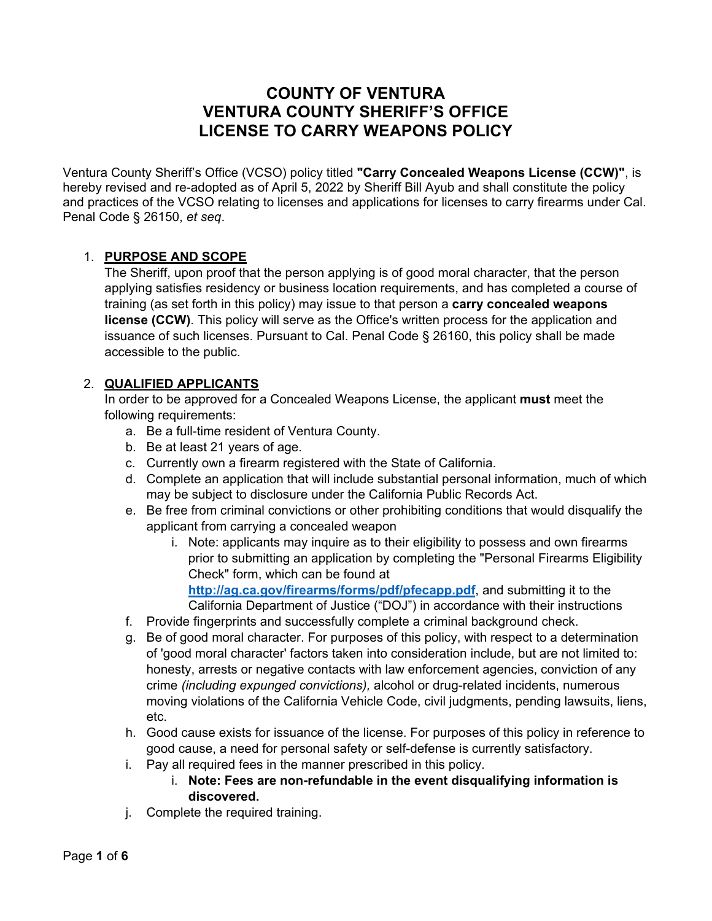# COUNTY OF VENTURA
# VENTURA COUNTY SHERIFF'S OFFICE
# LICENSE TO CARRY WEAPONS POLICY

Ventura County Sheriff's Office (VCSO) policy titled **"Carry Concealed Weapons License (CCW)"**, is hereby revised and re-adopted as of April 5, 2022 by Sheriff Bill Ayub and shall constitute the policy and practices of the VCSO relating to licenses and applications for licenses to carry firearms under Cal. Penal Code § 26150, *et seq*.

1. **PURPOSE AND SCOPE**

   The Sheriff, upon proof that the person applying is of good moral character, that the person applying satisfies residency or business location requirements, and has completed a course of training (as set forth in this policy) may issue to that person a **carry concealed weapons license (CCW)**. This policy will serve as the Office's written process for the application and issuance of such licenses. Pursuant to Cal. Penal Code § 26160, this policy shall be made accessible to the public.

2. **QUALIFIED APPLICANTS**

   In order to be approved for a Concealed Weapons License, the applicant **must** meet the following requirements:

   a. Be a full-time resident of Ventura County.
   b. Be at least 21 years of age.
   c. Currently own a firearm registered with the State of California.
   d. Complete an application that will include substantial personal information, much of which may be subject to disclosure under the California Public Records Act.
   e. Be free from criminal convictions or other prohibiting conditions that would disqualify the applicant from carrying a concealed weapon
      i. Note: applicants may inquire as to their eligibility to possess and own firearms prior to submitting an application by completing the "Personal Firearms Eligibility Check" form, which can be found at **http://ag.ca.gov/firearms/forms/pdf/pfecapp.pdf**, and submitting it to the California Department of Justice ("DOJ") in accordance with their instructions
   f. Provide fingerprints and successfully complete a criminal background check.
   g. Be of good moral character. For purposes of this policy, with respect to a determination of 'good moral character' factors taken into consideration include, but are not limited to: honesty, arrests or negative contacts with law enforcement agencies, conviction of any crime *(including expunged convictions),* alcohol or drug-related incidents, numerous moving violations of the California Vehicle Code, civil judgments, pending lawsuits, liens, etc.
   h. Good cause exists for issuance of the license. For purposes of this policy in reference to good cause, a need for personal safety or self-defense is currently satisfactory.
   i. Pay all required fees in the manner prescribed in this policy.
      i. **Note: Fees are non-refundable in the event disqualifying information is discovered.**
   j. Complete the required training.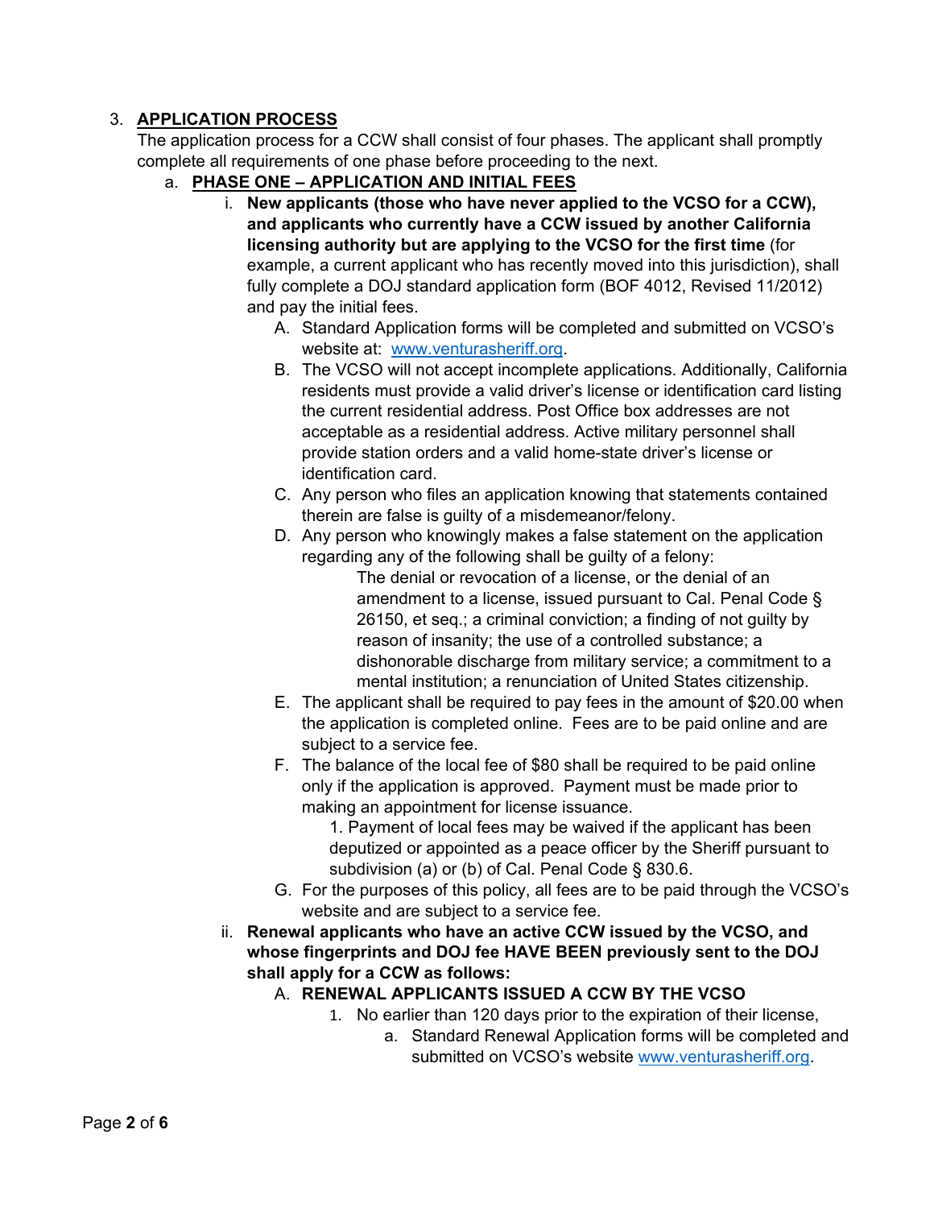3. **APPLICATION PROCESS**

   The application process for a CCW shall consist of four phases. The applicant shall promptly complete all requirements of one phase before proceeding to the next.

   a. **PHASE ONE – APPLICATION AND INITIAL FEES**

      i. **New applicants (those who have never applied to the VCSO for a CCW), and applicants who currently have a CCW issued by another California licensing authority but are applying to the VCSO for the first time** (for example, a current applicant who has recently moved into this jurisdiction), shall fully complete a DOJ standard application form (BOF 4012, Revised 11/2012) and pay the initial fees.

         A. Standard Application forms will be completed and submitted on VCSO's website at: [www.venturasheriff.org](http://www.venturasheriff.org).

         B. The VCSO will not accept incomplete applications. Additionally, California residents must provide a valid driver's license or identification card listing the current residential address. Post Office box addresses are not acceptable as a residential address. Active military personnel shall provide station orders and a valid home-state driver's license or identification card.

         C. Any person who files an application knowing that statements contained therein are false is guilty of a misdemeanor/felony.

         D. Any person who knowingly makes a false statement on the application regarding any of the following shall be guilty of a felony:

            The denial or revocation of a license, or the denial of an amendment to a license, issued pursuant to Cal. Penal Code § 26150, et seq.; a criminal conviction; a finding of not guilty by reason of insanity; the use of a controlled substance; a dishonorable discharge from military service; a commitment to a mental institution; a renunciation of United States citizenship.

         E. The applicant shall be required to pay fees in the amount of $20.00 when the application is completed online. Fees are to be paid online and are subject to a service fee.

         F. The balance of the local fee of $80 shall be required to be paid online only if the application is approved. Payment must be made prior to making an appointment for license issuance.

            1. Payment of local fees may be waived if the applicant has been deputized or appointed as a peace officer by the Sheriff pursuant to subdivision (a) or (b) of Cal. Penal Code § 830.6.

         G. For the purposes of this policy, all fees are to be paid through the VCSO's website and are subject to a service fee.

      ii. **Renewal applicants who have an active CCW issued by the VCSO, and whose fingerprints and DOJ fee HAVE BEEN previously sent to the DOJ shall apply for a CCW as follows:**

         A. **RENEWAL APPLICANTS ISSUED A CCW BY THE VCSO**

            1. No earlier than 120 days prior to the expiration of their license,

               a. Standard Renewal Application forms will be completed and submitted on VCSO's website [www.venturasheriff.org](http://www.venturasheriff.org).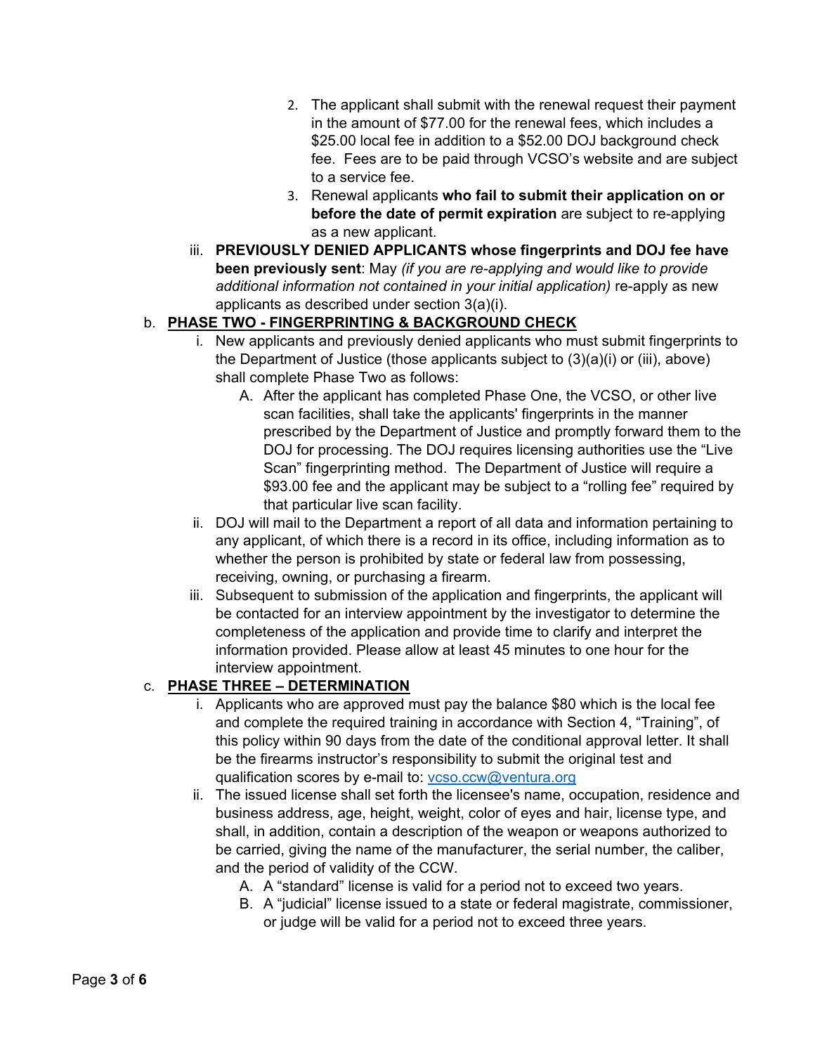2. The applicant shall submit with the renewal request their payment in the amount of $77.00 for the renewal fees, which includes a $25.00 local fee in addition to a $52.00 DOJ background check fee. Fees are to be paid through VCSO's website and are subject to a service fee.
3. Renewal applicants **who fail to submit their application on or before the date of permit expiration** are subject to re-applying as a new applicant.

iii. **PREVIOUSLY DENIED APPLICANTS whose fingerprints and DOJ fee have been previously sent**: May *(if you are re-applying and would like to provide additional information not contained in your initial application)* re-apply as new applicants as described under section 3(a)(i).

b. **PHASE TWO - FINGERPRINTING & BACKGROUND CHECK**

i. New applicants and previously denied applicants who must submit fingerprints to the Department of Justice (those applicants subject to (3)(a)(i) or (iii), above) shall complete Phase Two as follows:

A. After the applicant has completed Phase One, the VCSO, or other live scan facilities, shall take the applicants' fingerprints in the manner prescribed by the Department of Justice and promptly forward them to the DOJ for processing. The DOJ requires licensing authorities use the "Live Scan" fingerprinting method. The Department of Justice will require a $93.00 fee and the applicant may be subject to a "rolling fee" required by that particular live scan facility.

ii. DOJ will mail to the Department a report of all data and information pertaining to any applicant, of which there is a record in its office, including information as to whether the person is prohibited by state or federal law from possessing, receiving, owning, or purchasing a firearm.

iii. Subsequent to submission of the application and fingerprints, the applicant will be contacted for an interview appointment by the investigator to determine the completeness of the application and provide time to clarify and interpret the information provided. Please allow at least 45 minutes to one hour for the interview appointment.

c. **PHASE THREE – DETERMINATION**

i. Applicants who are approved must pay the balance $80 which is the local fee and complete the required training in accordance with Section 4, "Training", of this policy within 90 days from the date of the conditional approval letter. It shall be the firearms instructor's responsibility to submit the original test and qualification scores by e-mail to: vcso.ccw@ventura.org

ii. The issued license shall set forth the licensee's name, occupation, residence and business address, age, height, weight, color of eyes and hair, license type, and shall, in addition, contain a description of the weapon or weapons authorized to be carried, giving the name of the manufacturer, the serial number, the caliber, and the period of validity of the CCW.

A. A "standard" license is valid for a period not to exceed two years.

B. A "judicial" license issued to a state or federal magistrate, commissioner, or judge will be valid for a period not to exceed three years.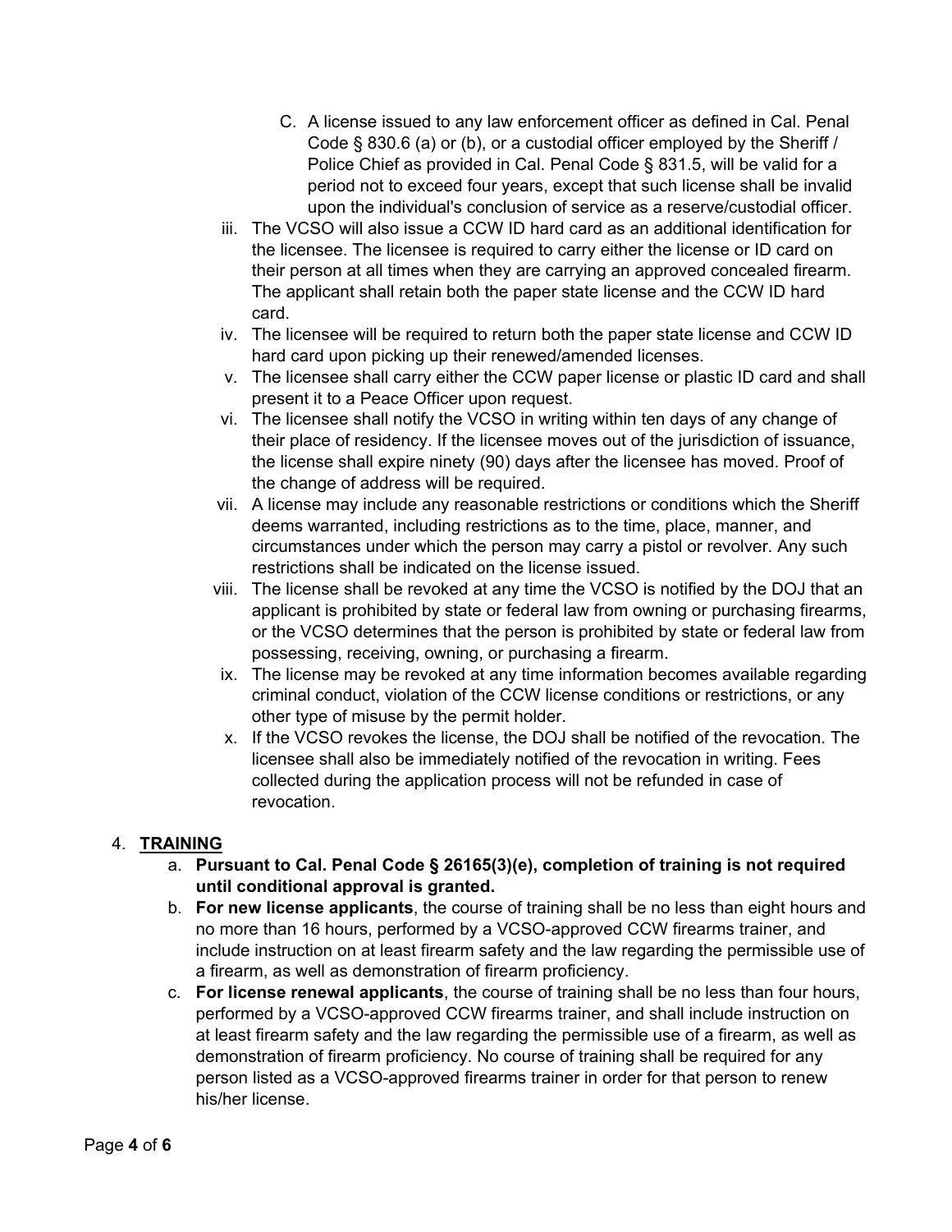C. A license issued to any law enforcement officer as defined in Cal. Penal Code § 830.6 (a) or (b), or a custodial officer employed by the Sheriff / Police Chief as provided in Cal. Penal Code § 831.5, will be valid for a period not to exceed four years, except that such license shall be invalid upon the individual's conclusion of service as a reserve/custodial officer.

iii. The VCSO will also issue a CCW ID hard card as an additional identification for the licensee. The licensee is required to carry either the license or ID card on their person at all times when they are carrying an approved concealed firearm. The applicant shall retain both the paper state license and the CCW ID hard card.

iv. The licensee will be required to return both the paper state license and CCW ID hard card upon picking up their renewed/amended licenses.

v. The licensee shall carry either the CCW paper license or plastic ID card and shall present it to a Peace Officer upon request.

vi. The licensee shall notify the VCSO in writing within ten days of any change of their place of residency. If the licensee moves out of the jurisdiction of issuance, the license shall expire ninety (90) days after the licensee has moved. Proof of the change of address will be required.

vii. A license may include any reasonable restrictions or conditions which the Sheriff deems warranted, including restrictions as to the time, place, manner, and circumstances under which the person may carry a pistol or revolver. Any such restrictions shall be indicated on the license issued.

viii. The license shall be revoked at any time the VCSO is notified by the DOJ that an applicant is prohibited by state or federal law from owning or purchasing firearms, or the VCSO determines that the person is prohibited by state or federal law from possessing, receiving, owning, or purchasing a firearm.

ix. The license may be revoked at any time information becomes available regarding criminal conduct, violation of the CCW license conditions or restrictions, or any other type of misuse by the permit holder.

x. If the VCSO revokes the license, the DOJ shall be notified of the revocation. The licensee shall also be immediately notified of the revocation in writing. Fees collected during the application process will not be refunded in case of revocation.

4. **TRAINING**

   a. **Pursuant to Cal. Penal Code § 26165(3)(e), completion of training is not required until conditional approval is granted.**

   b. **For new license applicants**, the course of training shall be no less than eight hours and no more than 16 hours, performed by a VCSO-approved CCW firearms trainer, and include instruction on at least firearm safety and the law regarding the permissible use of a firearm, as well as demonstration of firearm proficiency.

   c. **For license renewal applicants**, the course of training shall be no less than four hours, performed by a VCSO-approved CCW firearms trainer, and shall include instruction on at least firearm safety and the law regarding the permissible use of a firearm, as well as demonstration of firearm proficiency. No course of training shall be required for any person listed as a VCSO-approved firearms trainer in order for that person to renew his/her license.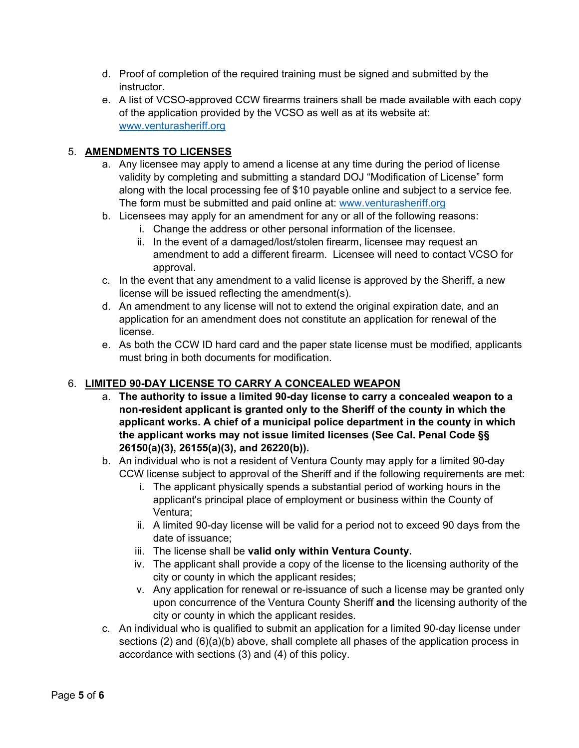d. Proof of completion of the required training must be signed and submitted by the instructor.
e. A list of VCSO-approved CCW firearms trainers shall be made available with each copy of the application provided by the VCSO as well as at its website at: [www.venturasheriff.org](http://www.venturasheriff.org)

5. **AMENDMENTS TO LICENSES**
    a. Any licensee may apply to amend a license at any time during the period of license validity by completing and submitting a standard DOJ "Modification of License" form along with the local processing fee of $10 payable online and subject to a service fee. The form must be submitted and paid online at: [www.venturasheriff.org](http://www.venturasheriff.org)
    b. Licensees may apply for an amendment for any or all of the following reasons:
        i. Change the address or other personal information of the licensee.
        ii. In the event of a damaged/lost/stolen firearm, licensee may request an amendment to add a different firearm. Licensee will need to contact VCSO for approval.
    c. In the event that any amendment to a valid license is approved by the Sheriff, a new license will be issued reflecting the amendment(s).
    d. An amendment to any license will not to extend the original expiration date, and an application for an amendment does not constitute an application for renewal of the license.
    e. As both the CCW ID hard card and the paper state license must be modified, applicants must bring in both documents for modification.

6. **LIMITED 90-DAY LICENSE TO CARRY A CONCEALED WEAPON**
    a. **The authority to issue a limited 90-day license to carry a concealed weapon to a non-resident applicant is granted only to the Sheriff of the county in which the applicant works. A chief of a municipal police department in the county in which the applicant works may not issue limited licenses (See Cal. Penal Code §§ 26150(a)(3), 26155(a)(3), and 26220(b)).**
    b. An individual who is not a resident of Ventura County may apply for a limited 90-day CCW license subject to approval of the Sheriff and if the following requirements are met:
        i. The applicant physically spends a substantial period of working hours in the applicant's principal place of employment or business within the County of Ventura;
        ii. A limited 90-day license will be valid for a period not to exceed 90 days from the date of issuance;
        iii. The license shall be **valid only within Ventura County.**
        iv. The applicant shall provide a copy of the license to the licensing authority of the city or county in which the applicant resides;
        v. Any application for renewal or re-issuance of such a license may be granted only upon concurrence of the Ventura County Sheriff **and** the licensing authority of the city or county in which the applicant resides.
    c. An individual who is qualified to submit an application for a limited 90-day license under sections (2) and (6)(a)(b) above, shall complete all phases of the application process in accordance with sections (3) and (4) of this policy.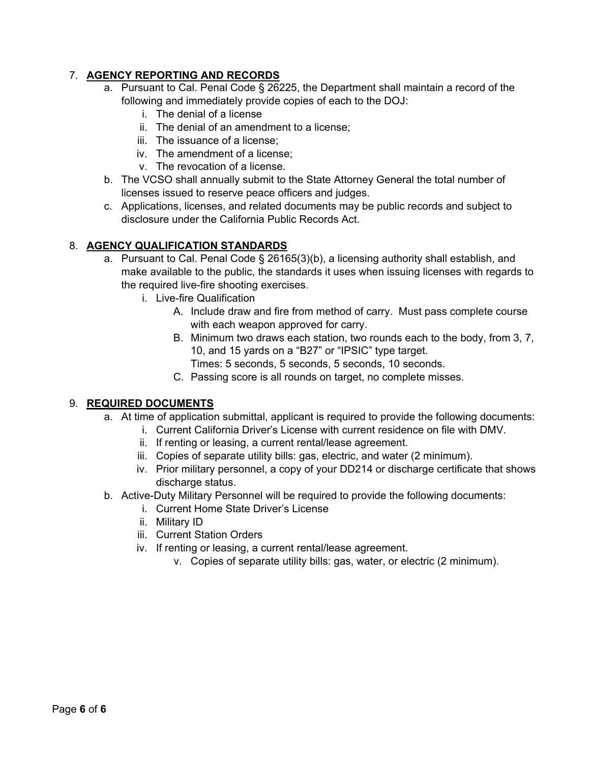7. **AGENCY REPORTING AND RECORDS**
    a. Pursuant to Cal. Penal Code § 26225, the Department shall maintain a record of the following and immediately provide copies of each to the DOJ:
        i. The denial of a license
        ii. The denial of an amendment to a license;
        iii. The issuance of a license;
        iv. The amendment of a license;
        v. The revocation of a license.
    b. The VCSO shall annually submit to the State Attorney General the total number of licenses issued to reserve peace officers and judges.
    c. Applications, licenses, and related documents may be public records and subject to disclosure under the California Public Records Act.

8. **AGENCY QUALIFICATION STANDARDS**
    a. Pursuant to Cal. Penal Code § 26165(3)(b), a licensing authority shall establish, and make available to the public, the standards it uses when issuing licenses with regards to the required live-fire shooting exercises.
        i. Live-fire Qualification
            A. Include draw and fire from method of carry. Must pass complete course with each weapon approved for carry.
            B. Minimum two draws each station, two rounds each to the body, from 3, 7, 10, and 15 yards on a "B27" or "IPSIC" type target.
            Times: 5 seconds, 5 seconds, 5 seconds, 10 seconds.
            C. Passing score is all rounds on target, no complete misses.

9. **REQUIRED DOCUMENTS**
    a. At time of application submittal, applicant is required to provide the following documents:
        i. Current California Driver's License with current residence on file with DMV.
        ii. If renting or leasing, a current rental/lease agreement.
        iii. Copies of separate utility bills: gas, electric, and water (2 minimum).
        iv. Prior military personnel, a copy of your DD214 or discharge certificate that shows discharge status.
    b. Active-Duty Military Personnel will be required to provide the following documents:
        i. Current Home State Driver's License
        ii. Military ID
        iii. Current Station Orders
        iv. If renting or leasing, a current rental/lease agreement.
            v. Copies of separate utility bills: gas, water, or electric (2 minimum).